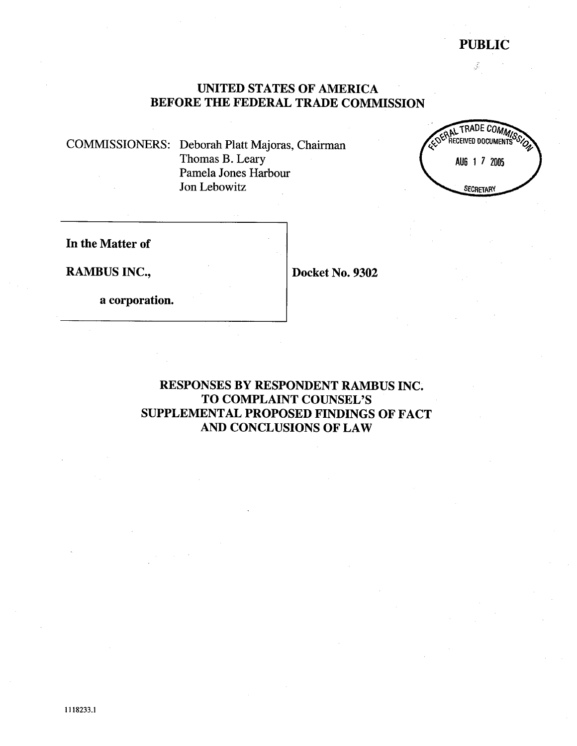**PUBLIC**

**UNITED STATES OF AMERICA**
**BEFORE THE FEDERAL TRADE COMMISSION**

FEDERAL TRADE COMMISSION RECEIVED DOCUMENTS AUG 17 2005 SECRETARY

COMMISSIONERS: Deborah Platt Majoras, Chairman
Thomas B. Leary
Pamela Jones Harbour
Jon Lebowitz

| | |
|---|---|
| **In the Matter of**<br><br>**RAMBUS INC.,**<br><br>**a corporation.** | **Docket No. 9302** |

**RESPONSES BY RESPONDENT RAMBUS INC.**
**TO COMPLAINT COUNSEL'S**
**SUPPLEMENTAL PROPOSED FINDINGS OF FACT**
**AND CONCLUSIONS OF LAW**

1118233.1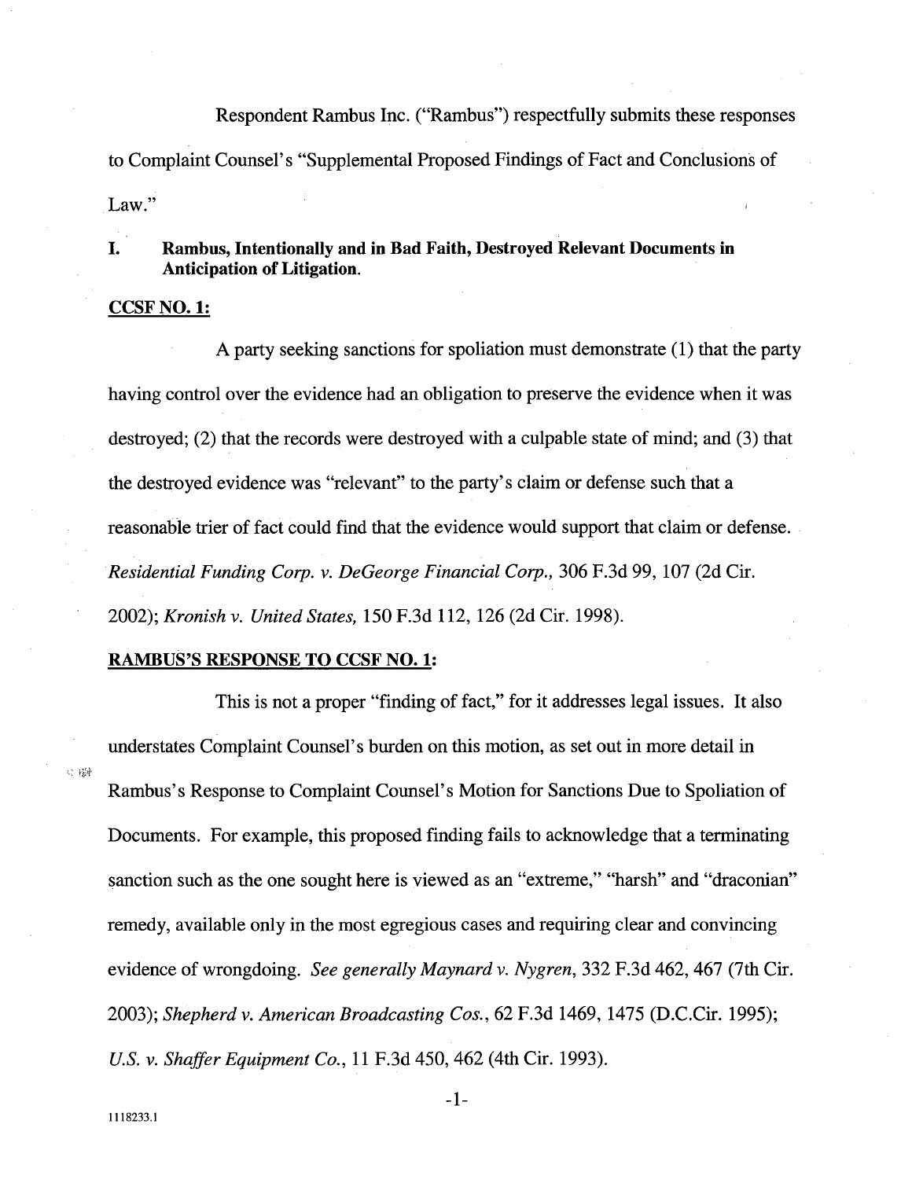Respondent Rambus Inc. ("Rambus") respectfully submits these responses to Complaint Counsel's "Supplemental Proposed Findings of Fact and Conclusions of Law."

## I. Rambus, Intentionally and in Bad Faith, Destroyed Relevant Documents in Anticipation of Litigation.

**CCSF NO. 1:**

A party seeking sanctions for spoliation must demonstrate (1) that the party having control over the evidence had an obligation to preserve the evidence when it was destroyed; (2) that the records were destroyed with a culpable state of mind; and (3) that the destroyed evidence was "relevant" to the party's claim or defense such that a reasonable trier of fact could find that the evidence would support that claim or defense. *Residential Funding Corp. v. DeGeorge Financial Corp.,* 306 F.3d 99, 107 (2d Cir. 2002); *Kronish v. United States,* 150 F.3d 112, 126 (2d Cir. 1998).

**RAMBUS'S RESPONSE TO CCSF NO. 1:**

This is not a proper "finding of fact," for it addresses legal issues. It also understates Complaint Counsel's burden on this motion, as set out in more detail in Rambus's Response to Complaint Counsel's Motion for Sanctions Due to Spoliation of Documents. For example, this proposed finding fails to acknowledge that a terminating sanction such as the one sought here is viewed as an "extreme," "harsh" and "draconian" remedy, available only in the most egregious cases and requiring clear and convincing evidence of wrongdoing. *See generally Maynard v. Nygren*, 332 F.3d 462, 467 (7th Cir. 2003); *Shepherd v. American Broadcasting Cos.*, 62 F.3d 1469, 1475 (D.C.Cir. 1995); *U.S. v. Shaffer Equipment Co.*, 11 F.3d 450, 462 (4th Cir. 1993).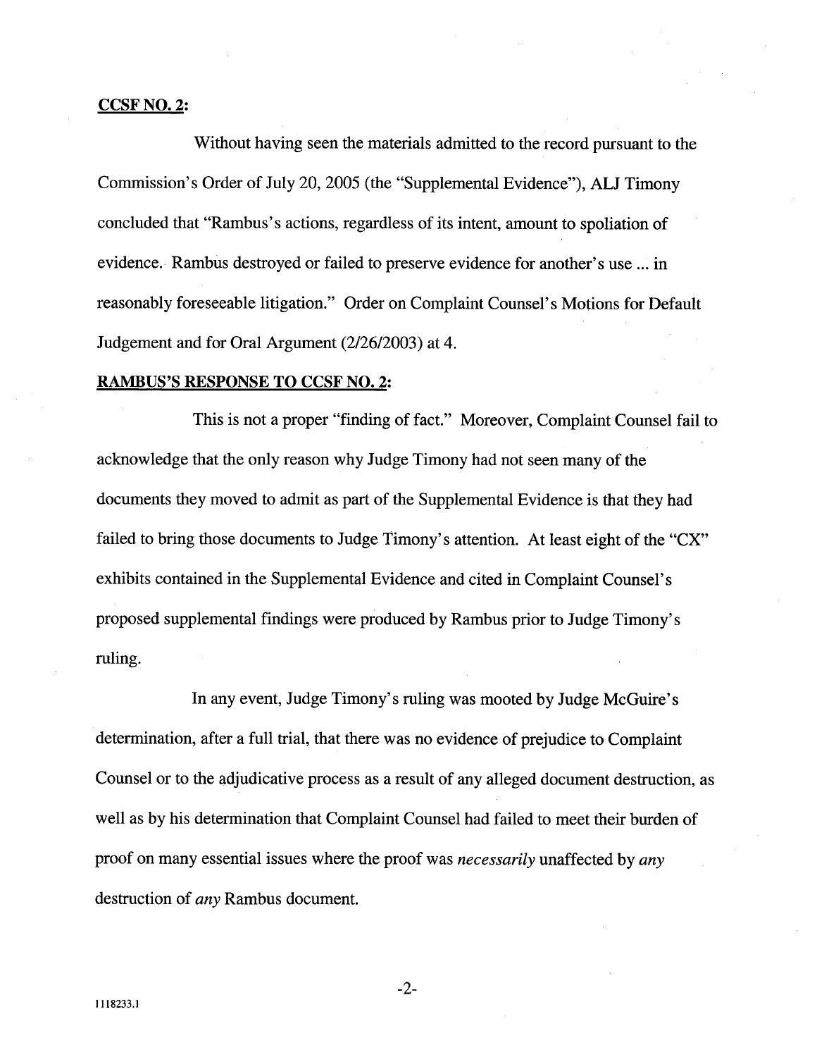**CCSF NO. 2:**

Without having seen the materials admitted to the record pursuant to the Commission's Order of July 20, 2005 (the "Supplemental Evidence"), ALJ Timony concluded that "Rambus's actions, regardless of its intent, amount to spoliation of evidence. Rambus destroyed or failed to preserve evidence for another's use ... in reasonably foreseeable litigation." Order on Complaint Counsel's Motions for Default Judgement and for Oral Argument (2/26/2003) at 4.

**RAMBUS'S RESPONSE TO CCSF NO. 2:**

This is not a proper "finding of fact." Moreover, Complaint Counsel fail to acknowledge that the only reason why Judge Timony had not seen many of the documents they moved to admit as part of the Supplemental Evidence is that they had failed to bring those documents to Judge Timony's attention. At least eight of the "CX" exhibits contained in the Supplemental Evidence and cited in Complaint Counsel's proposed supplemental findings were produced by Rambus prior to Judge Timony's ruling.

In any event, Judge Timony's ruling was mooted by Judge McGuire's determination, after a full trial, that there was no evidence of prejudice to Complaint Counsel or to the adjudicative process as a result of any alleged document destruction, as well as by his determination that Complaint Counsel had failed to meet their burden of proof on many essential issues where the proof was *necessarily* unaffected by *any* destruction of *any* Rambus document.

1118233.1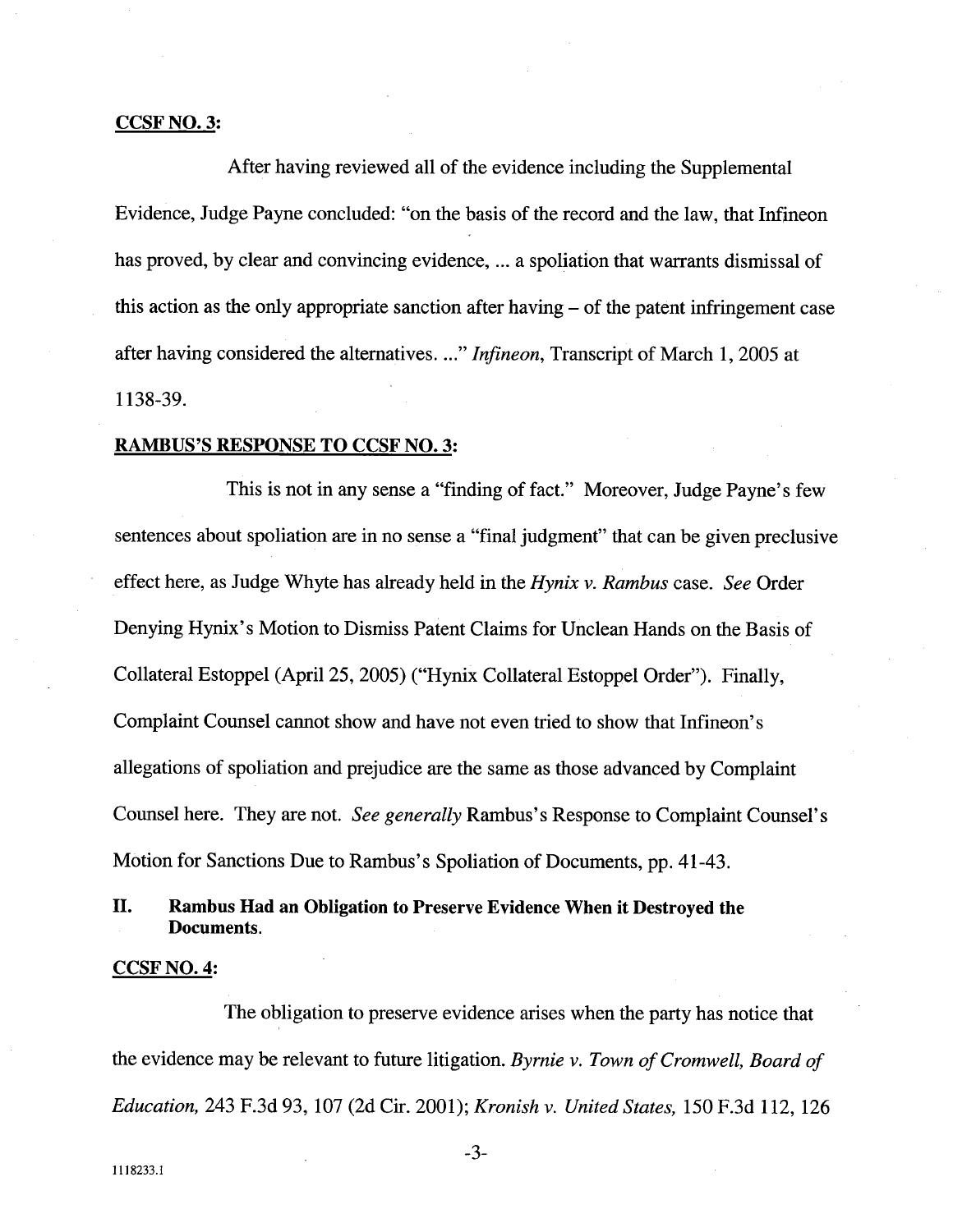**CCSF NO. 3:**

After having reviewed all of the evidence including the Supplemental Evidence, Judge Payne concluded: "on the basis of the record and the law, that Infineon has proved, by clear and convincing evidence, ... a spoliation that warrants dismissal of this action as the only appropriate sanction after having – of the patent infringement case after having considered the alternatives. ..." *Infineon*, Transcript of March 1, 2005 at 1138-39.

**RAMBUS'S RESPONSE TO CCSF NO. 3:**

This is not in any sense a "finding of fact." Moreover, Judge Payne's few sentences about spoliation are in no sense a "final judgment" that can be given preclusive effect here, as Judge Whyte has already held in the *Hynix v. Rambus* case. *See* Order Denying Hynix's Motion to Dismiss Patent Claims for Unclean Hands on the Basis of Collateral Estoppel (April 25, 2005) ("Hynix Collateral Estoppel Order"). Finally, Complaint Counsel cannot show and have not even tried to show that Infineon's allegations of spoliation and prejudice are the same as those advanced by Complaint Counsel here. They are not. *See generally* Rambus's Response to Complaint Counsel's Motion for Sanctions Due to Rambus's Spoliation of Documents, pp. 41-43.

## II. Rambus Had an Obligation to Preserve Evidence When it Destroyed the Documents.

**CCSF NO. 4:**

The obligation to preserve evidence arises when the party has notice that the evidence may be relevant to future litigation. *Byrnie v. Town of Cromwell, Board of Education,* 243 F.3d 93, 107 (2d Cir. 2001); *Kronish v. United States,* 150 F.3d 112, 126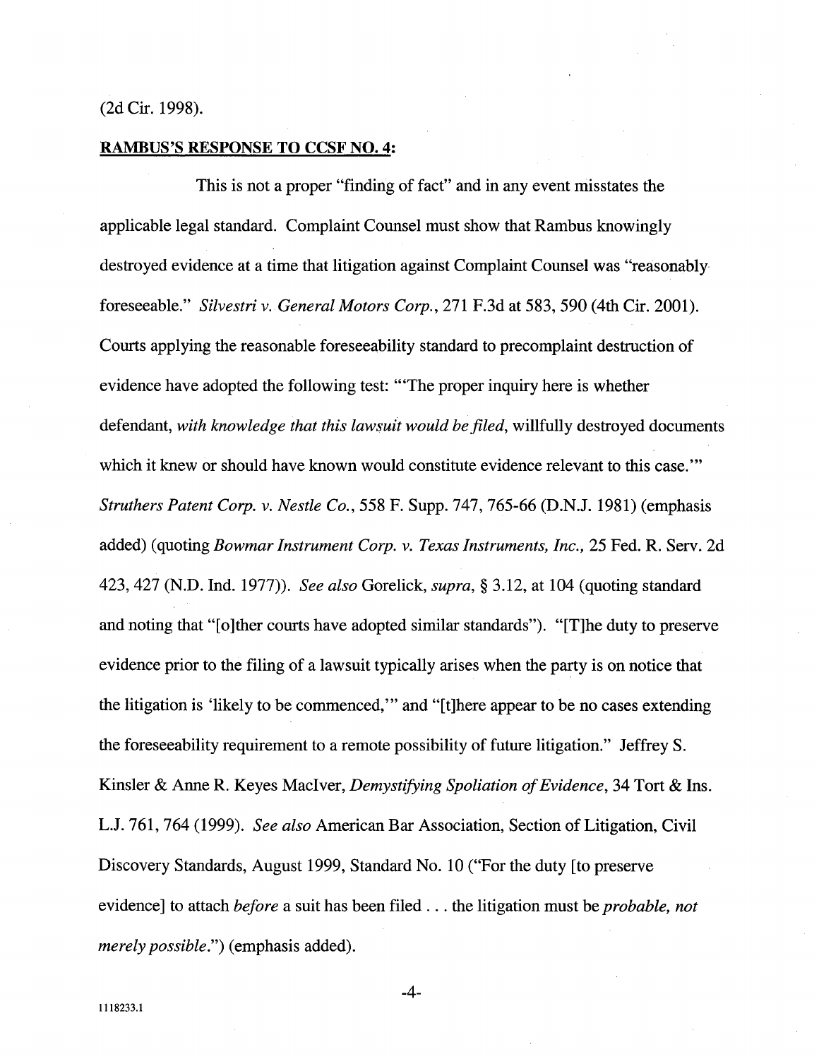(2d Cir. 1998).

**RAMBUS'S RESPONSE TO CCSF NO. 4:**

This is not a proper "finding of fact" and in any event misstates the applicable legal standard. Complaint Counsel must show that Rambus knowingly destroyed evidence at a time that litigation against Complaint Counsel was "reasonably foreseeable." *Silvestri v. General Motors Corp.*, 271 F.3d at 583, 590 (4th Cir. 2001). Courts applying the reasonable foreseeability standard to precomplaint destruction of evidence have adopted the following test: "'The proper inquiry here is whether defendant, *with knowledge that this lawsuit would be filed*, willfully destroyed documents which it knew or should have known would constitute evidence relevant to this case.'" *Struthers Patent Corp. v. Nestle Co.*, 558 F. Supp. 747, 765-66 (D.N.J. 1981) (emphasis added) (quoting *Bowmar Instrument Corp. v. Texas Instruments, Inc.*, 25 Fed. R. Serv. 2d 423, 427 (N.D. Ind. 1977)). *See also* Gorelick, *supra*, § 3.12, at 104 (quoting standard and noting that "[o]ther courts have adopted similar standards"). "[T]he duty to preserve evidence prior to the filing of a lawsuit typically arises when the party is on notice that the litigation is 'likely to be commenced,'" and "[t]here appear to be no cases extending the foreseeability requirement to a remote possibility of future litigation." Jeffrey S. Kinsler & Anne R. Keyes MacIver, *Demystifying Spoliation of Evidence*, 34 Tort & Ins. L.J. 761, 764 (1999). *See also* American Bar Association, Section of Litigation, Civil Discovery Standards, August 1999, Standard No. 10 ("For the duty [to preserve evidence] to attach *before* a suit has been filed . . . the litigation must be *probable, not merely possible*.") (emphasis added).

1118233.1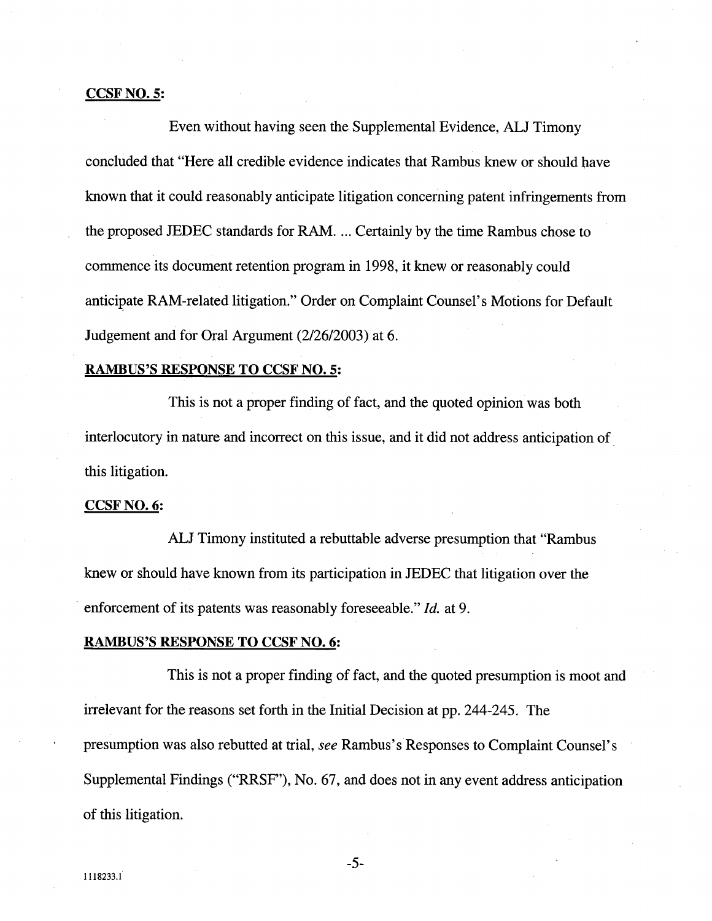**CCSF NO. 5:**

Even without having seen the Supplemental Evidence, ALJ Timony concluded that "Here all credible evidence indicates that Rambus knew or should have known that it could reasonably anticipate litigation concerning patent infringements from the proposed JEDEC standards for RAM. ... Certainly by the time Rambus chose to commence its document retention program in 1998, it knew or reasonably could anticipate RAM-related litigation." Order on Complaint Counsel's Motions for Default Judgement and for Oral Argument (2/26/2003) at 6.

**RAMBUS'S RESPONSE TO CCSF NO. 5:**

This is not a proper finding of fact, and the quoted opinion was both interlocutory in nature and incorrect on this issue, and it did not address anticipation of this litigation.

**CCSF NO. 6:**

ALJ Timony instituted a rebuttable adverse presumption that "Rambus knew or should have known from its participation in JEDEC that litigation over the enforcement of its patents was reasonably foreseeable." *Id.* at 9.

**RAMBUS'S RESPONSE TO CCSF NO. 6:**

This is not a proper finding of fact, and the quoted presumption is moot and irrelevant for the reasons set forth in the Initial Decision at pp. 244-245. The presumption was also rebutted at trial, *see* Rambus's Responses to Complaint Counsel's Supplemental Findings ("RRSF"), No. 67, and does not in any event address anticipation of this litigation.

1118233.1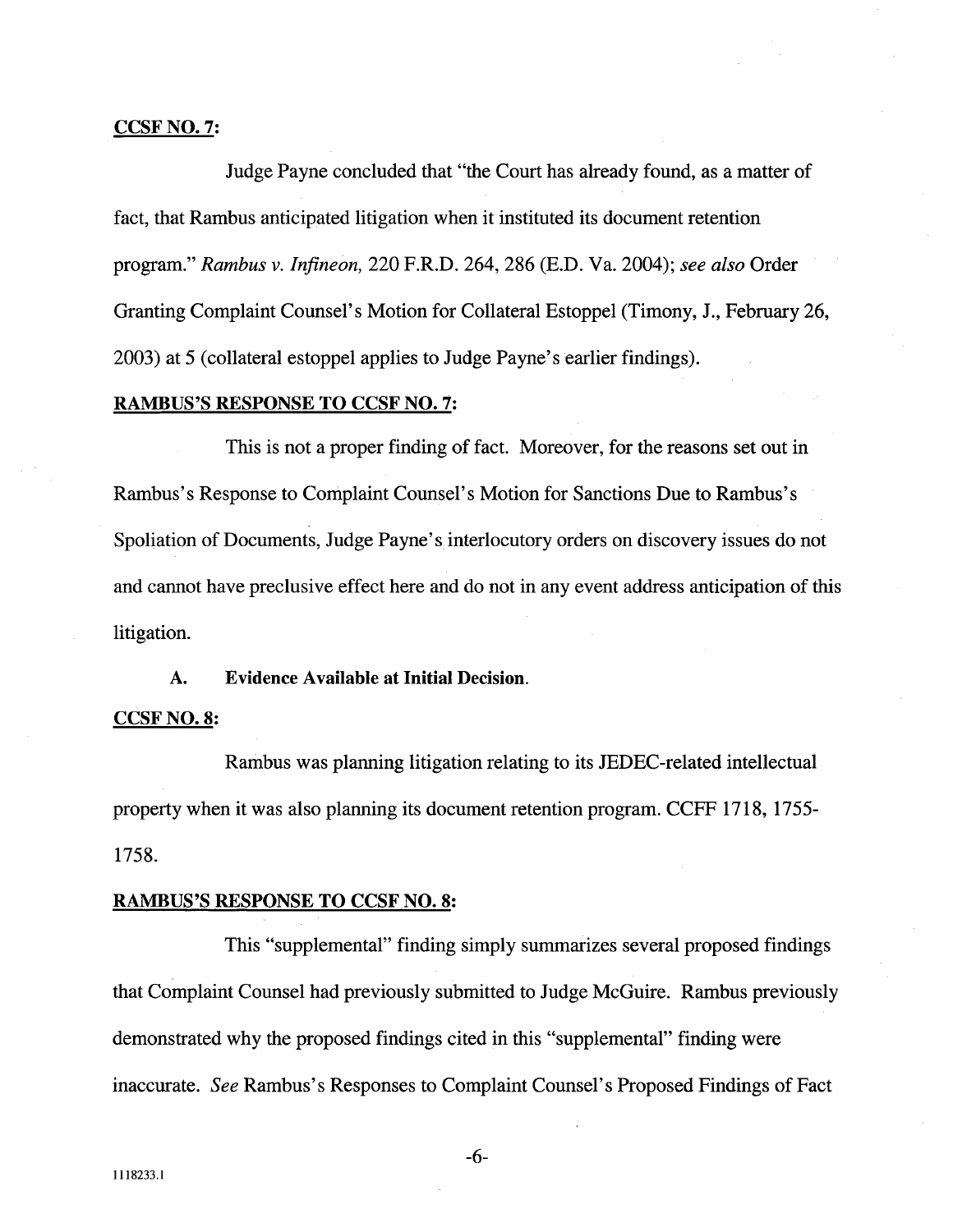**CCSF NO. 7:**

Judge Payne concluded that "the Court has already found, as a matter of fact, that Rambus anticipated litigation when it instituted its document retention program." *Rambus v. Infineon,* 220 F.R.D. 264, 286 (E.D. Va. 2004); *see also* Order Granting Complaint Counsel's Motion for Collateral Estoppel (Timony, J., February 26, 2003) at 5 (collateral estoppel applies to Judge Payne's earlier findings).

**RAMBUS'S RESPONSE TO CCSF NO. 7:**

This is not a proper finding of fact. Moreover, for the reasons set out in Rambus's Response to Complaint Counsel's Motion for Sanctions Due to Rambus's Spoliation of Documents, Judge Payne's interlocutory orders on discovery issues do not and cannot have preclusive effect here and do not in any event address anticipation of this litigation.

**A. Evidence Available at Initial Decision.**

**CCSF NO. 8:**

Rambus was planning litigation relating to its JEDEC-related intellectual property when it was also planning its document retention program. CCFF 1718, 1755-1758.

**RAMBUS'S RESPONSE TO CCSF NO. 8:**

This "supplemental" finding simply summarizes several proposed findings that Complaint Counsel had previously submitted to Judge McGuire. Rambus previously demonstrated why the proposed findings cited in this "supplemental" finding were inaccurate. *See* Rambus's Responses to Complaint Counsel's Proposed Findings of Fact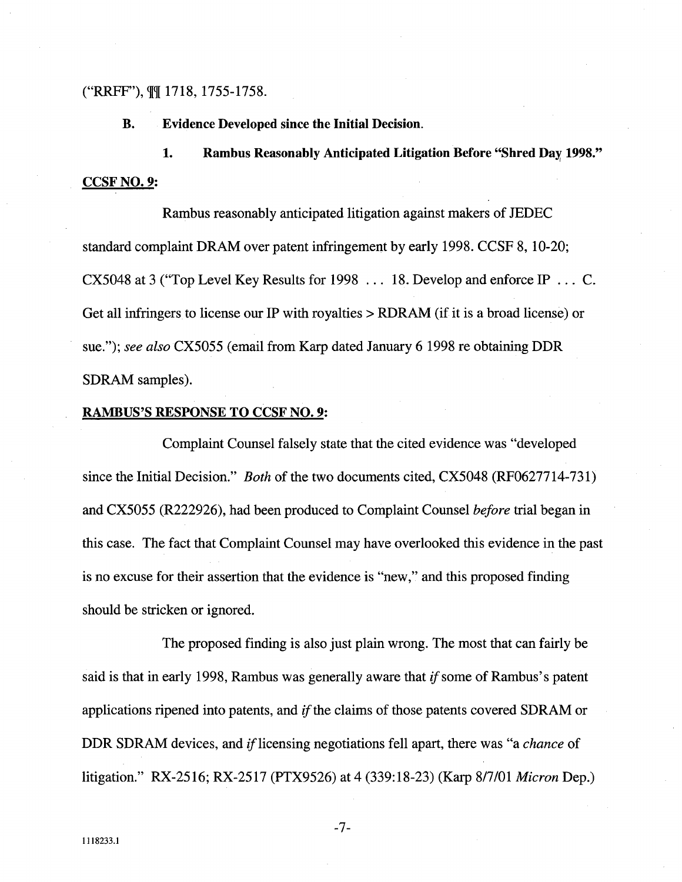("RRFF"), ¶¶ 1718, 1755-1758.

### B. Evidence Developed since the Initial Decision.

#### 1. Rambus Reasonably Anticipated Litigation Before "Shred Day 1998."

**CCSF NO. 9:**

Rambus reasonably anticipated litigation against makers of JEDEC standard complaint DRAM over patent infringement by early 1998. CCSF 8, 10-20; CX5048 at 3 ("Top Level Key Results for 1998 . . . 18. Develop and enforce IP . . . C. Get all infringers to license our IP with royalties > RDRAM (if it is a broad license) or sue."); *see also* CX5055 (email from Karp dated January 6 1998 re obtaining DDR SDRAM samples).

**RAMBUS'S RESPONSE TO CCSF NO. 9:**

Complaint Counsel falsely state that the cited evidence was "developed since the Initial Decision." *Both* of the two documents cited, CX5048 (RF0627714-731) and CX5055 (R222926), had been produced to Complaint Counsel *before* trial began in this case. The fact that Complaint Counsel may have overlooked this evidence in the past is no excuse for their assertion that the evidence is "new," and this proposed finding should be stricken or ignored.

The proposed finding is also just plain wrong. The most that can fairly be said is that in early 1998, Rambus was generally aware that *if* some of Rambus's patent applications ripened into patents, and *if* the claims of those patents covered SDRAM or DDR SDRAM devices, and *if* licensing negotiations fell apart, there was "a *chance* of litigation." RX-2516; RX-2517 (PTX9526) at 4 (339:18-23) (Karp 8/7/01 *Micron* Dep.)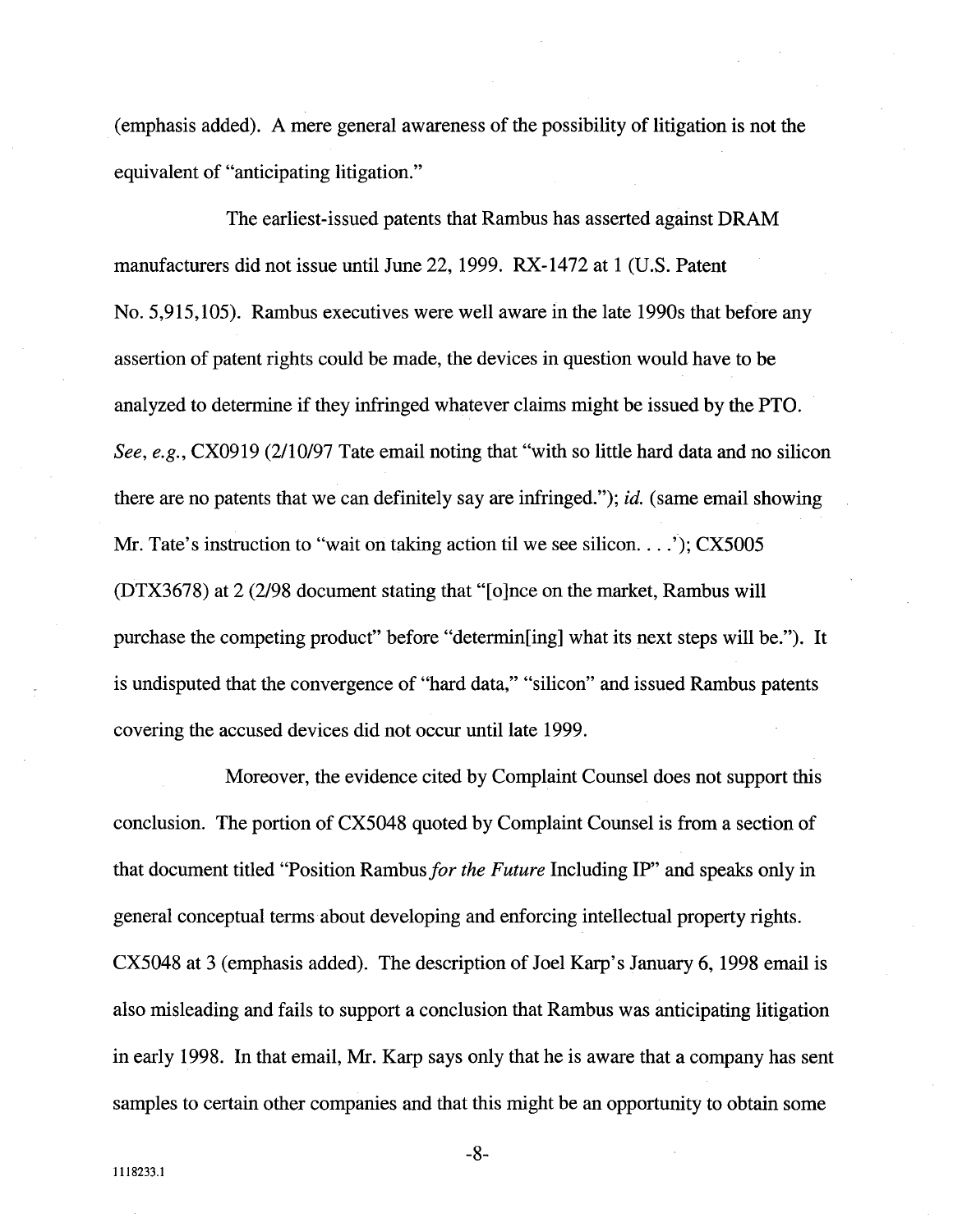(emphasis added). A mere general awareness of the possibility of litigation is not the equivalent of "anticipating litigation."

The earliest-issued patents that Rambus has asserted against DRAM manufacturers did not issue until June 22, 1999. RX-1472 at 1 (U.S. Patent No. 5,915,105). Rambus executives were well aware in the late 1990s that before any assertion of patent rights could be made, the devices in question would have to be analyzed to determine if they infringed whatever claims might be issued by the PTO. *See, e.g.*, CX0919 (2/10/97 Tate email noting that "with so little hard data and no silicon there are no patents that we can definitely say are infringed."); *id.* (same email showing Mr. Tate's instruction to "wait on taking action til we see silicon. . . .'); CX5005 (DTX3678) at 2 (2/98 document stating that "[o]nce on the market, Rambus will purchase the competing product" before "determin[ing] what its next steps will be."). It is undisputed that the convergence of "hard data," "silicon" and issued Rambus patents covering the accused devices did not occur until late 1999.

Moreover, the evidence cited by Complaint Counsel does not support this conclusion. The portion of CX5048 quoted by Complaint Counsel is from a section of that document titled "Position Rambus *for the Future* Including IP" and speaks only in general conceptual terms about developing and enforcing intellectual property rights. CX5048 at 3 (emphasis added). The description of Joel Karp's January 6, 1998 email is also misleading and fails to support a conclusion that Rambus was anticipating litigation in early 1998. In that email, Mr. Karp says only that he is aware that a company has sent samples to certain other companies and that this might be an opportunity to obtain some

1118233.1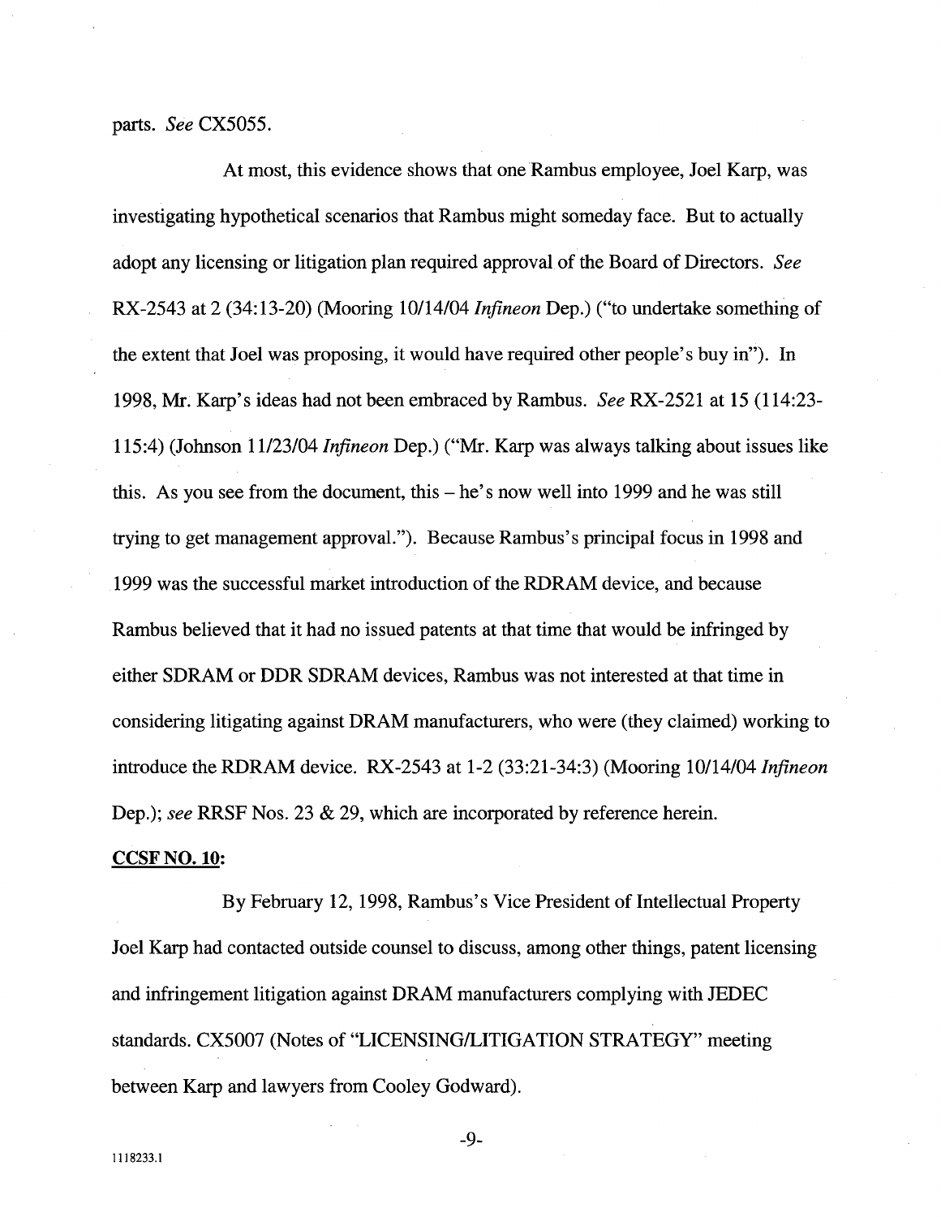parts. *See* CX5055.

At most, this evidence shows that one Rambus employee, Joel Karp, was investigating hypothetical scenarios that Rambus might someday face. But to actually adopt any licensing or litigation plan required approval of the Board of Directors. *See* RX-2543 at 2 (34:13-20) (Mooring 10/14/04 *Infineon* Dep.) ("to undertake something of the extent that Joel was proposing, it would have required other people's buy in"). In 1998, Mr. Karp's ideas had not been embraced by Rambus. *See* RX-2521 at 15 (114:23-115:4) (Johnson 11/23/04 *Infineon* Dep.) ("Mr. Karp was always talking about issues like this. As you see from the document, this – he's now well into 1999 and he was still trying to get management approval."). Because Rambus's principal focus in 1998 and 1999 was the successful market introduction of the RDRAM device, and because Rambus believed that it had no issued patents at that time that would be infringed by either SDRAM or DDR SDRAM devices, Rambus was not interested at that time in considering litigating against DRAM manufacturers, who were (they claimed) working to introduce the RDRAM device. RX-2543 at 1-2 (33:21-34:3) (Mooring 10/14/04 *Infineon* Dep.); *see* RRSF Nos. 23 & 29, which are incorporated by reference herein.

**CCSF NO. 10:**

By February 12, 1998, Rambus's Vice President of Intellectual Property Joel Karp had contacted outside counsel to discuss, among other things, patent licensing and infringement litigation against DRAM manufacturers complying with JEDEC standards. CX5007 (Notes of "LICENSING/LITIGATION STRATEGY" meeting between Karp and lawyers from Cooley Godward).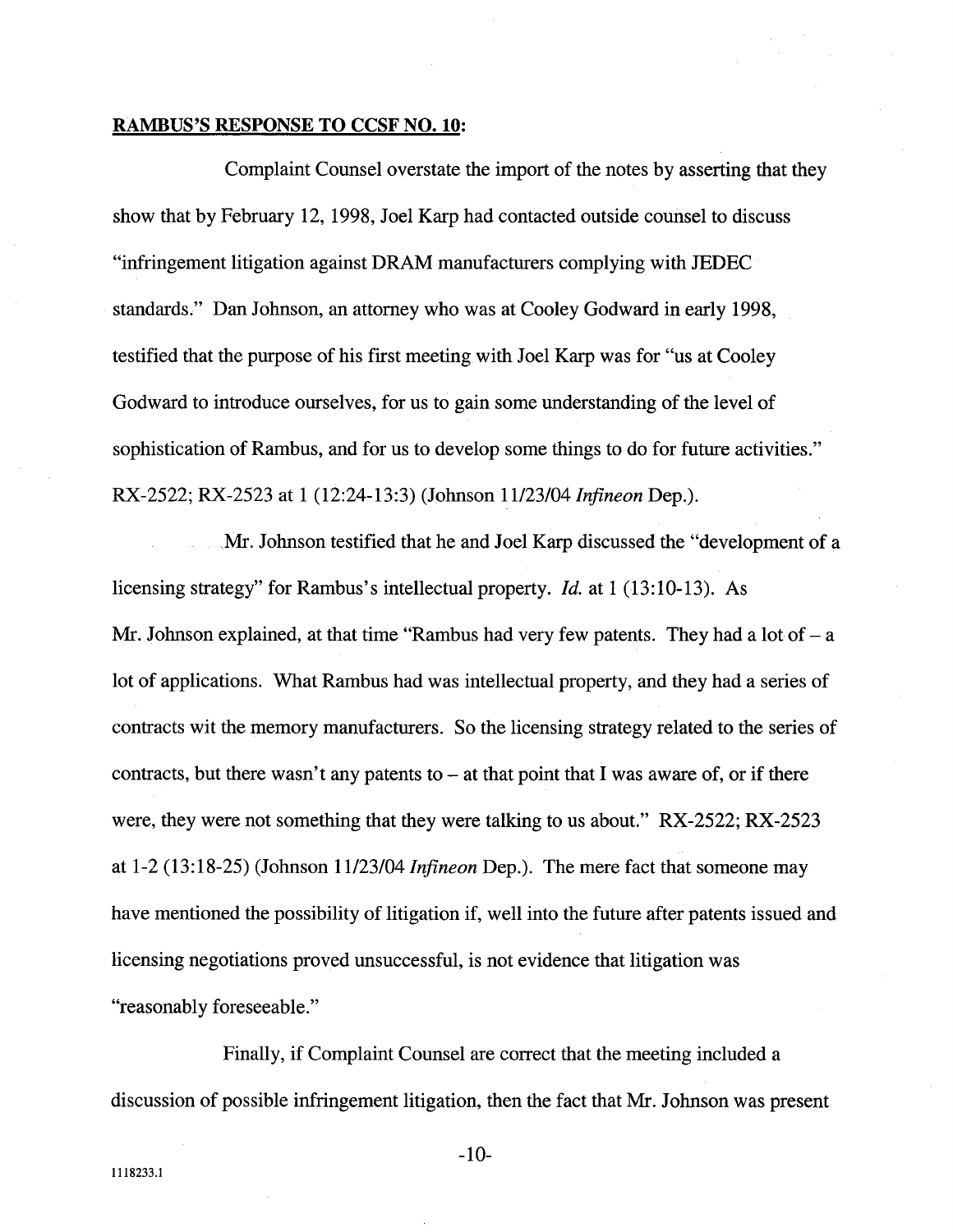**RAMBUS'S RESPONSE TO CCSF NO. 10:**

Complaint Counsel overstate the import of the notes by asserting that they show that by February 12, 1998, Joel Karp had contacted outside counsel to discuss "infringement litigation against DRAM manufacturers complying with JEDEC standards." Dan Johnson, an attorney who was at Cooley Godward in early 1998, testified that the purpose of his first meeting with Joel Karp was for "us at Cooley Godward to introduce ourselves, for us to gain some understanding of the level of sophistication of Rambus, and for us to develop some things to do for future activities." RX-2522; RX-2523 at 1 (12:24-13:3) (Johnson 11/23/04 *Infineon* Dep.).

Mr. Johnson testified that he and Joel Karp discussed the "development of a licensing strategy" for Rambus's intellectual property. *Id.* at 1 (13:10-13). As Mr. Johnson explained, at that time "Rambus had very few patents. They had a lot of – a lot of applications. What Rambus had was intellectual property, and they had a series of contracts wit the memory manufacturers. So the licensing strategy related to the series of contracts, but there wasn't any patents to – at that point that I was aware of, or if there were, they were not something that they were talking to us about." RX-2522; RX-2523 at 1-2 (13:18-25) (Johnson 11/23/04 *Infineon* Dep.). The mere fact that someone may have mentioned the possibility of litigation if, well into the future after patents issued and licensing negotiations proved unsuccessful, is not evidence that litigation was "reasonably foreseeable."

Finally, if Complaint Counsel are correct that the meeting included a discussion of possible infringement litigation, then the fact that Mr. Johnson was present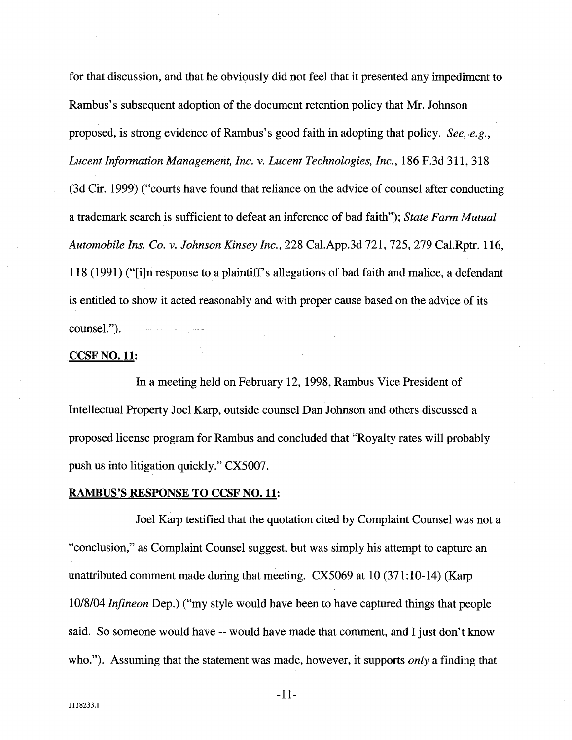for that discussion, and that he obviously did not feel that it presented any impediment to Rambus's subsequent adoption of the document retention policy that Mr. Johnson proposed, is strong evidence of Rambus's good faith in adopting that policy. *See, e.g.*, *Lucent Information Management, Inc. v. Lucent Technologies, Inc.*, 186 F.3d 311, 318 (3d Cir. 1999) ("courts have found that reliance on the advice of counsel after conducting a trademark search is sufficient to defeat an inference of bad faith"); *State Farm Mutual Automobile Ins. Co. v. Johnson Kinsey Inc.*, 228 Cal.App.3d 721, 725, 279 Cal.Rptr. 116, 118 (1991) ("[i]n response to a plaintiff's allegations of bad faith and malice, a defendant is entitled to show it acted reasonably and with proper cause based on the advice of its counsel.").

**CCSF NO. 11:**

In a meeting held on February 12, 1998, Rambus Vice President of Intellectual Property Joel Karp, outside counsel Dan Johnson and others discussed a proposed license program for Rambus and concluded that "Royalty rates will probably push us into litigation quickly." CX5007.

**RAMBUS'S RESPONSE TO CCSF NO. 11:**

Joel Karp testified that the quotation cited by Complaint Counsel was not a "conclusion," as Complaint Counsel suggest, but was simply his attempt to capture an unattributed comment made during that meeting. CX5069 at 10 (371:10-14) (Karp 10/8/04 *Infineon* Dep.) ("my style would have been to have captured things that people said. So someone would have -- would have made that comment, and I just don't know who."). Assuming that the statement was made, however, it supports *only* a finding that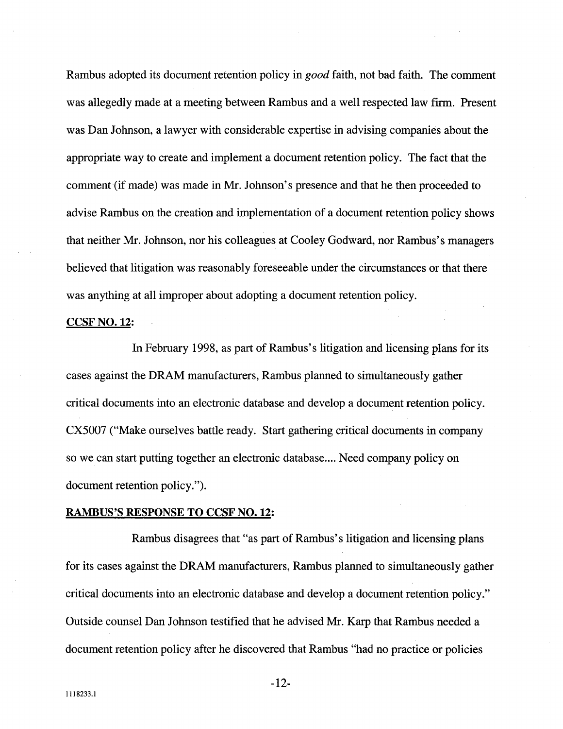Rambus adopted its document retention policy in *good* faith, not bad faith. The comment was allegedly made at a meeting between Rambus and a well respected law firm. Present was Dan Johnson, a lawyer with considerable expertise in advising companies about the appropriate way to create and implement a document retention policy. The fact that the comment (if made) was made in Mr. Johnson's presence and that he then proceeded to advise Rambus on the creation and implementation of a document retention policy shows that neither Mr. Johnson, nor his colleagues at Cooley Godward, nor Rambus's managers believed that litigation was reasonably foreseeable under the circumstances or that there was anything at all improper about adopting a document retention policy.

**CCSF NO. 12:**

In February 1998, as part of Rambus's litigation and licensing plans for its cases against the DRAM manufacturers, Rambus planned to simultaneously gather critical documents into an electronic database and develop a document retention policy. CX5007 ("Make ourselves battle ready. Start gathering critical documents in company so we can start putting together an electronic database.... Need company policy on document retention policy.").

**RAMBUS'S RESPONSE TO CCSF NO. 12:**

Rambus disagrees that "as part of Rambus's litigation and licensing plans for its cases against the DRAM manufacturers, Rambus planned to simultaneously gather critical documents into an electronic database and develop a document retention policy." Outside counsel Dan Johnson testified that he advised Mr. Karp that Rambus needed a document retention policy after he discovered that Rambus "had no practice or policies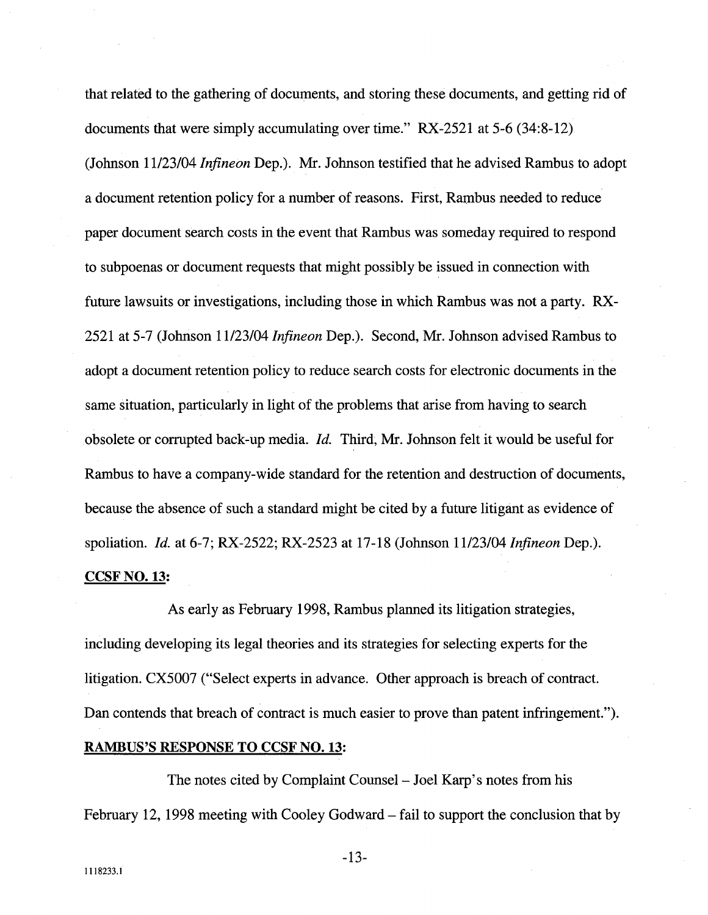that related to the gathering of documents, and storing these documents, and getting rid of documents that were simply accumulating over time." RX-2521 at 5-6 (34:8-12) (Johnson 11/23/04 *Infineon* Dep.). Mr. Johnson testified that he advised Rambus to adopt a document retention policy for a number of reasons. First, Rambus needed to reduce paper document search costs in the event that Rambus was someday required to respond to subpoenas or document requests that might possibly be issued in connection with future lawsuits or investigations, including those in which Rambus was not a party. RX-2521 at 5-7 (Johnson 11/23/04 *Infineon* Dep.). Second, Mr. Johnson advised Rambus to adopt a document retention policy to reduce search costs for electronic documents in the same situation, particularly in light of the problems that arise from having to search obsolete or corrupted back-up media. *Id.* Third, Mr. Johnson felt it would be useful for Rambus to have a company-wide standard for the retention and destruction of documents, because the absence of such a standard might be cited by a future litigant as evidence of spoliation. *Id.* at 6-7; RX-2522; RX-2523 at 17-18 (Johnson 11/23/04 *Infineon* Dep.).

**CCSF NO. 13:**

As early as February 1998, Rambus planned its litigation strategies, including developing its legal theories and its strategies for selecting experts for the litigation. CX5007 ("Select experts in advance. Other approach is breach of contract. Dan contends that breach of contract is much easier to prove than patent infringement.").

**RAMBUS'S RESPONSE TO CCSF NO. 13:**

The notes cited by Complaint Counsel – Joel Karp's notes from his February 12, 1998 meeting with Cooley Godward – fail to support the conclusion that by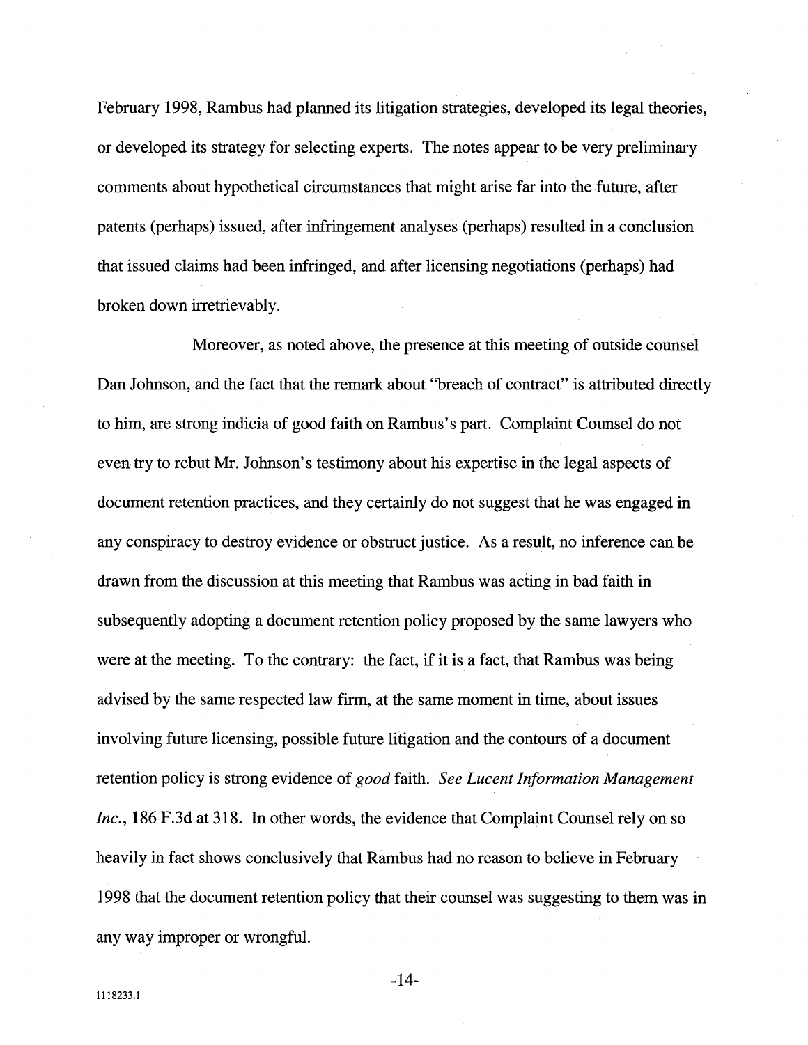February 1998, Rambus had planned its litigation strategies, developed its legal theories, or developed its strategy for selecting experts. The notes appear to be very preliminary comments about hypothetical circumstances that might arise far into the future, after patents (perhaps) issued, after infringement analyses (perhaps) resulted in a conclusion that issued claims had been infringed, and after licensing negotiations (perhaps) had broken down irretrievably.

Moreover, as noted above, the presence at this meeting of outside counsel Dan Johnson, and the fact that the remark about "breach of contract" is attributed directly to him, are strong indicia of good faith on Rambus's part. Complaint Counsel do not even try to rebut Mr. Johnson's testimony about his expertise in the legal aspects of document retention practices, and they certainly do not suggest that he was engaged in any conspiracy to destroy evidence or obstruct justice. As a result, no inference can be drawn from the discussion at this meeting that Rambus was acting in bad faith in subsequently adopting a document retention policy proposed by the same lawyers who were at the meeting. To the contrary: the fact, if it is a fact, that Rambus was being advised by the same respected law firm, at the same moment in time, about issues involving future licensing, possible future litigation and the contours of a document retention policy is strong evidence of *good* faith. *See Lucent Information Management Inc.*, 186 F.3d at 318. In other words, the evidence that Complaint Counsel rely on so heavily in fact shows conclusively that Rambus had no reason to believe in February 1998 that the document retention policy that their counsel was suggesting to them was in any way improper or wrongful.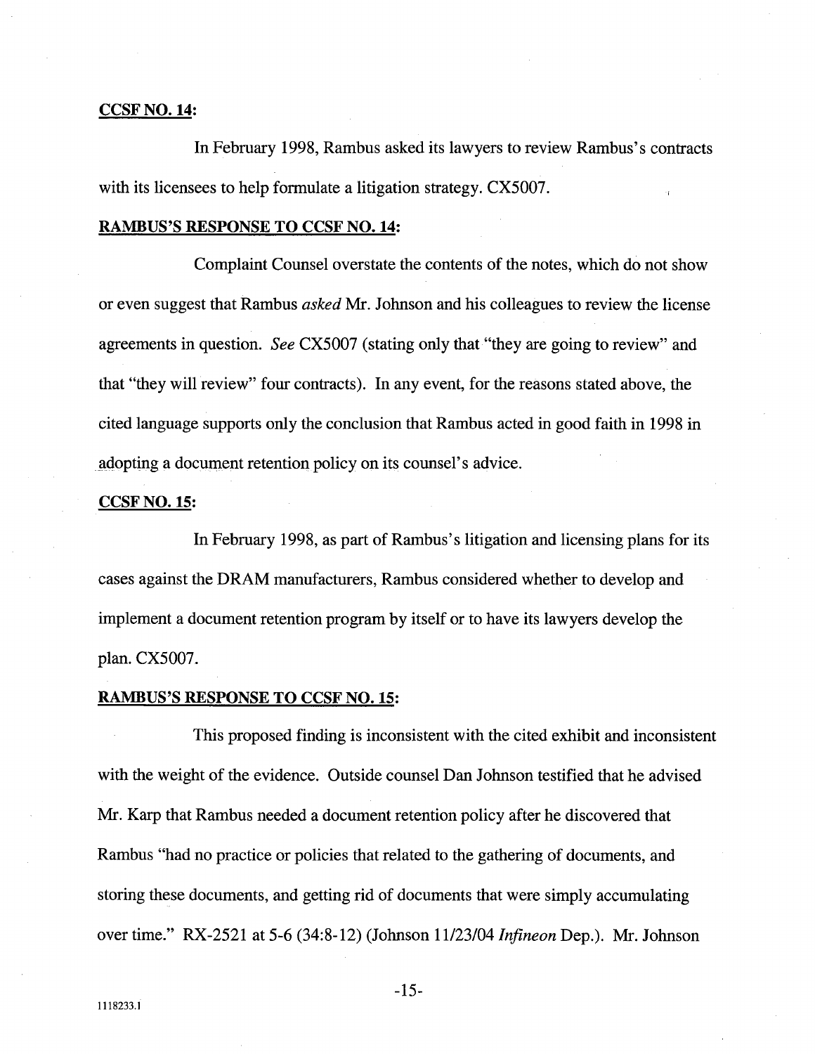**CCSF NO. 14:**

In February 1998, Rambus asked its lawyers to review Rambus's contracts with its licensees to help formulate a litigation strategy. CX5007.

**RAMBUS'S RESPONSE TO CCSF NO. 14:**

Complaint Counsel overstate the contents of the notes, which do not show or even suggest that Rambus *asked* Mr. Johnson and his colleagues to review the license agreements in question. *See* CX5007 (stating only that "they are going to review" and that "they will review" four contracts). In any event, for the reasons stated above, the cited language supports only the conclusion that Rambus acted in good faith in 1998 in adopting a document retention policy on its counsel's advice.

**CCSF NO. 15:**

In February 1998, as part of Rambus's litigation and licensing plans for its cases against the DRAM manufacturers, Rambus considered whether to develop and implement a document retention program by itself or to have its lawyers develop the plan. CX5007.

**RAMBUS'S RESPONSE TO CCSF NO. 15:**

This proposed finding is inconsistent with the cited exhibit and inconsistent with the weight of the evidence. Outside counsel Dan Johnson testified that he advised Mr. Karp that Rambus needed a document retention policy after he discovered that Rambus "had no practice or policies that related to the gathering of documents, and storing these documents, and getting rid of documents that were simply accumulating over time." RX-2521 at 5-6 (34:8-12) (Johnson 11/23/04 *Infineon* Dep.). Mr. Johnson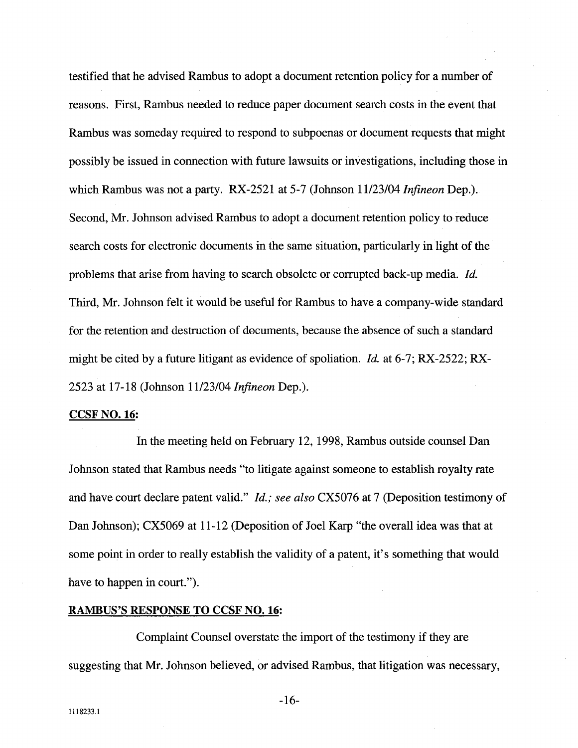testified that he advised Rambus to adopt a document retention policy for a number of reasons. First, Rambus needed to reduce paper document search costs in the event that Rambus was someday required to respond to subpoenas or document requests that might possibly be issued in connection with future lawsuits or investigations, including those in which Rambus was not a party. RX-2521 at 5-7 (Johnson 11/23/04 *Infineon* Dep.). Second, Mr. Johnson advised Rambus to adopt a document retention policy to reduce search costs for electronic documents in the same situation, particularly in light of the problems that arise from having to search obsolete or corrupted back-up media. *Id.* Third, Mr. Johnson felt it would be useful for Rambus to have a company-wide standard for the retention and destruction of documents, because the absence of such a standard might be cited by a future litigant as evidence of spoliation. *Id.* at 6-7; RX-2522; RX-2523 at 17-18 (Johnson 11/23/04 *Infineon* Dep.).

**CCSF NO. 16:**

In the meeting held on February 12, 1998, Rambus outside counsel Dan Johnson stated that Rambus needs "to litigate against someone to establish royalty rate and have court declare patent valid." *Id.; see also* CX5076 at 7 (Deposition testimony of Dan Johnson); CX5069 at 11-12 (Deposition of Joel Karp "the overall idea was that at some point in order to really establish the validity of a patent, it's something that would have to happen in court.").

**RAMBUS'S RESPONSE TO CCSF NO. 16:**

Complaint Counsel overstate the import of the testimony if they are suggesting that Mr. Johnson believed, or advised Rambus, that litigation was necessary,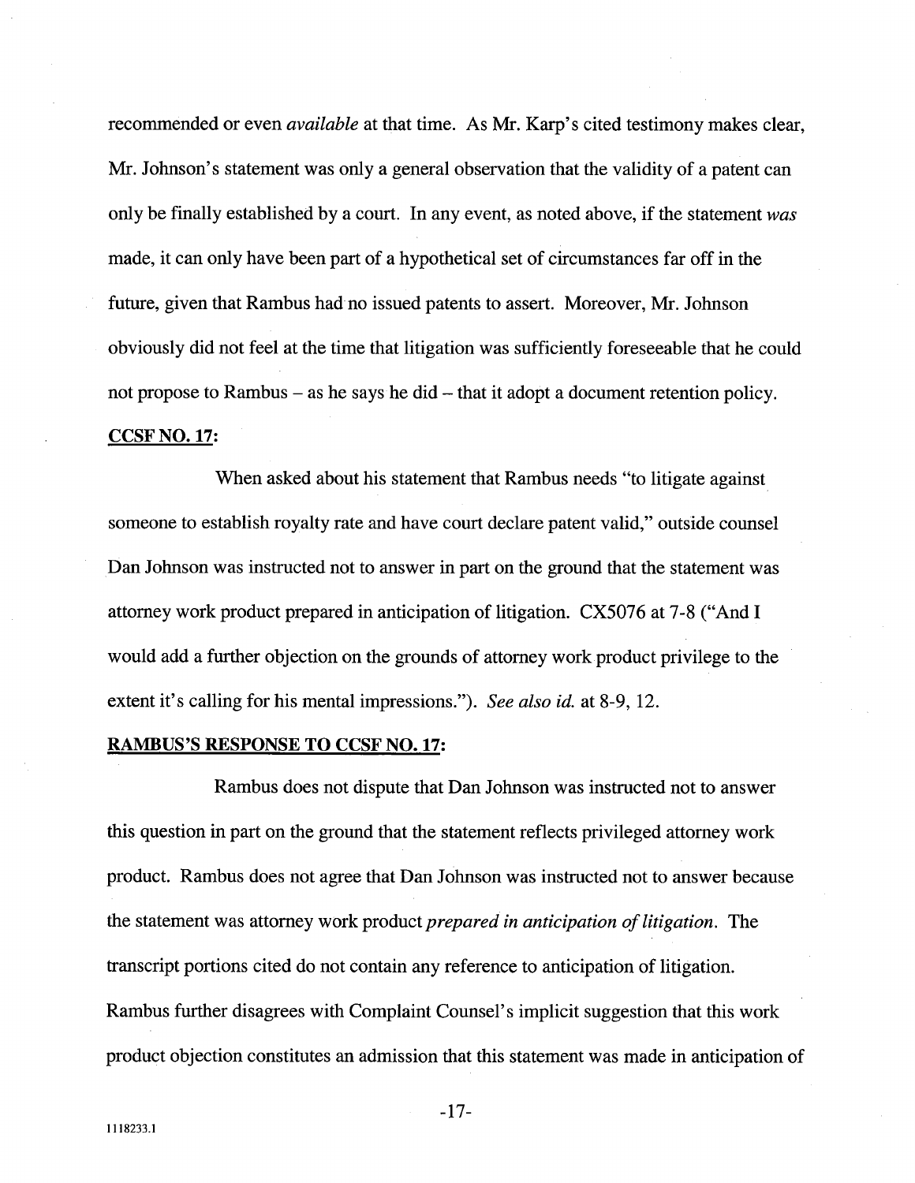recommended or even *available* at that time. As Mr. Karp's cited testimony makes clear, Mr. Johnson's statement was only a general observation that the validity of a patent can only be finally established by a court. In any event, as noted above, if the statement *was* made, it can only have been part of a hypothetical set of circumstances far off in the future, given that Rambus had no issued patents to assert. Moreover, Mr. Johnson obviously did not feel at the time that litigation was sufficiently foreseeable that he could not propose to Rambus – as he says he did – that it adopt a document retention policy.

**CCSF NO. 17:**

When asked about his statement that Rambus needs "to litigate against someone to establish royalty rate and have court declare patent valid," outside counsel Dan Johnson was instructed not to answer in part on the ground that the statement was attorney work product prepared in anticipation of litigation. CX5076 at 7-8 ("And I would add a further objection on the grounds of attorney work product privilege to the extent it's calling for his mental impressions."). *See also id.* at 8-9, 12.

**RAMBUS'S RESPONSE TO CCSF NO. 17:**

Rambus does not dispute that Dan Johnson was instructed not to answer this question in part on the ground that the statement reflects privileged attorney work product. Rambus does not agree that Dan Johnson was instructed not to answer because the statement was attorney work product *prepared in anticipation of litigation*. The transcript portions cited do not contain any reference to anticipation of litigation. Rambus further disagrees with Complaint Counsel's implicit suggestion that this work product objection constitutes an admission that this statement was made in anticipation of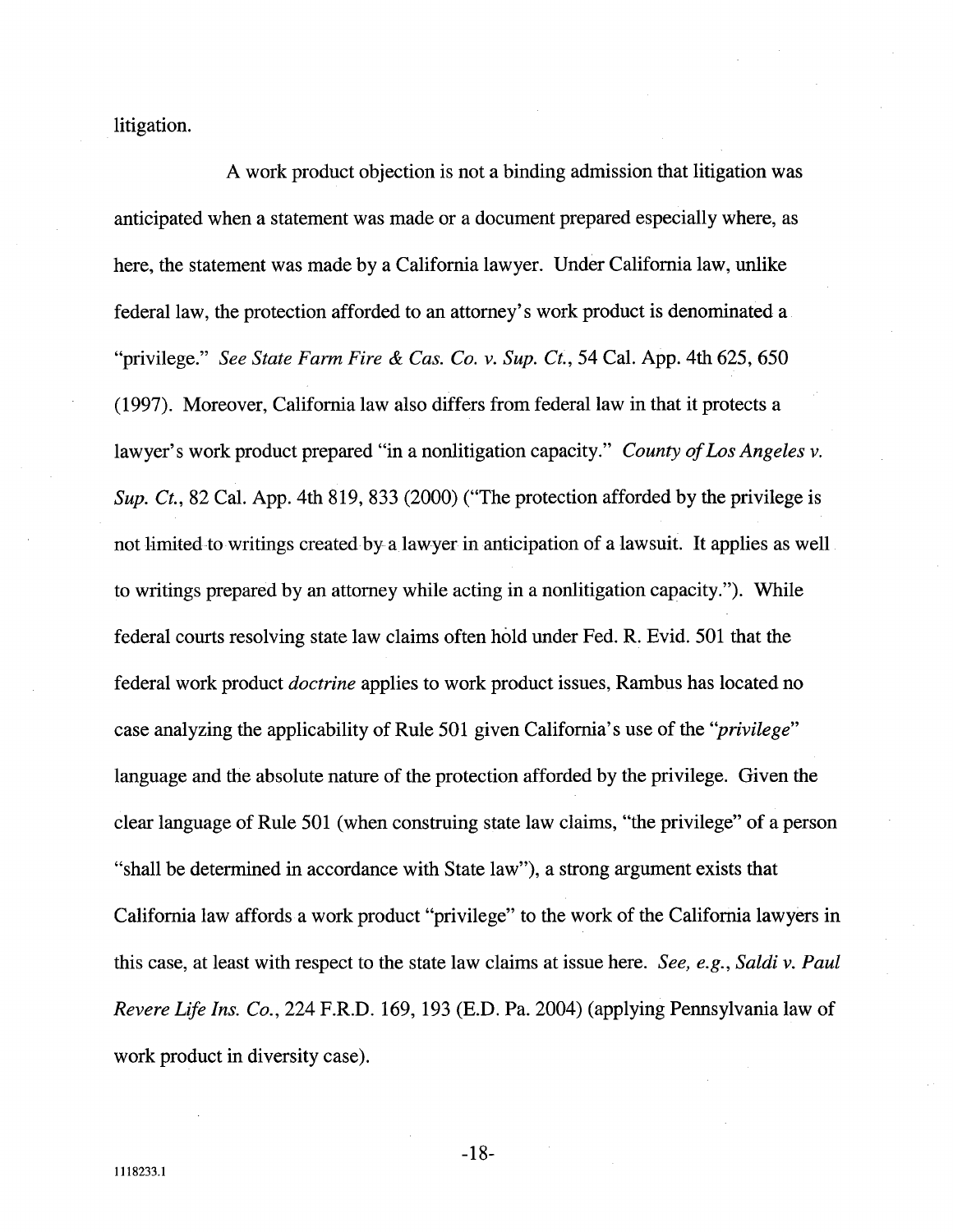litigation.

A work product objection is not a binding admission that litigation was anticipated when a statement was made or a document prepared especially where, as here, the statement was made by a California lawyer. Under California law, unlike federal law, the protection afforded to an attorney's work product is denominated a "privilege." *See State Farm Fire & Cas. Co. v. Sup. Ct.*, 54 Cal. App. 4th 625, 650 (1997). Moreover, California law also differs from federal law in that it protects a lawyer's work product prepared "in a nonlitigation capacity." *County of Los Angeles v. Sup. Ct.*, 82 Cal. App. 4th 819, 833 (2000) ("The protection afforded by the privilege is not limited to writings created by a lawyer in anticipation of a lawsuit. It applies as well to writings prepared by an attorney while acting in a nonlitigation capacity."). While federal courts resolving state law claims often hold under Fed. R. Evid. 501 that the federal work product *doctrine* applies to work product issues, Rambus has located no case analyzing the applicability of Rule 501 given California's use of the "*privilege*" language and the absolute nature of the protection afforded by the privilege. Given the clear language of Rule 501 (when construing state law claims, "the privilege" of a person "shall be determined in accordance with State law"), a strong argument exists that California law affords a work product "privilege" to the work of the California lawyers in this case, at least with respect to the state law claims at issue here. *See, e.g.*, *Saldi v. Paul Revere Life Ins. Co.*, 224 F.R.D. 169, 193 (E.D. Pa. 2004) (applying Pennsylvania law of work product in diversity case).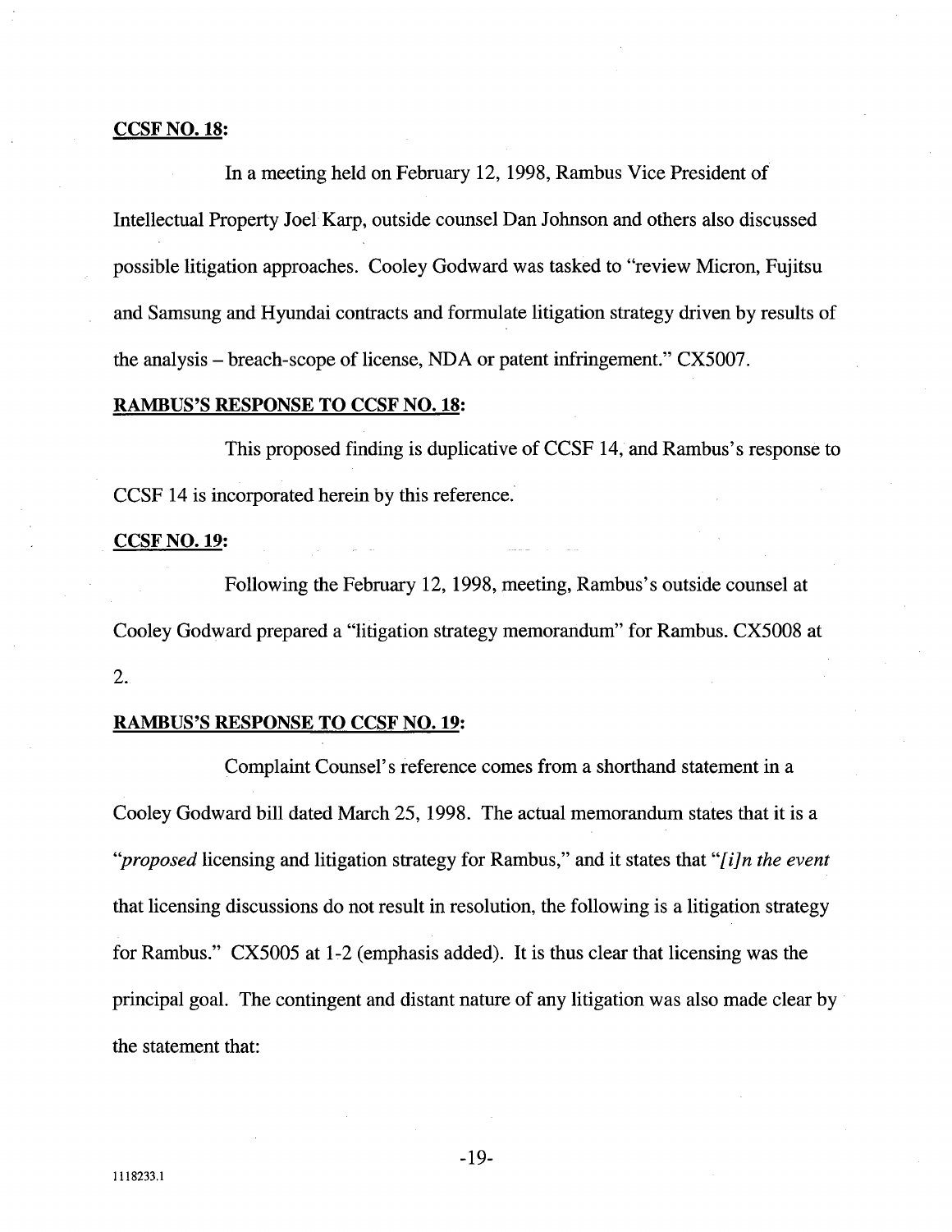**CCSF NO. 18:**

In a meeting held on February 12, 1998, Rambus Vice President of Intellectual Property Joel Karp, outside counsel Dan Johnson and others also discussed possible litigation approaches. Cooley Godward was tasked to "review Micron, Fujitsu and Samsung and Hyundai contracts and formulate litigation strategy driven by results of the analysis – breach-scope of license, NDA or patent infringement." CX5007.

**RAMBUS'S RESPONSE TO CCSF NO. 18:**

This proposed finding is duplicative of CCSF 14, and Rambus's response to CCSF 14 is incorporated herein by this reference.

**CCSF NO. 19:**

Following the February 12, 1998, meeting, Rambus's outside counsel at Cooley Godward prepared a "litigation strategy memorandum" for Rambus. CX5008 at 2.

**RAMBUS'S RESPONSE TO CCSF NO. 19:**

Complaint Counsel's reference comes from a shorthand statement in a Cooley Godward bill dated March 25, 1998. The actual memorandum states that it is a "*proposed* licensing and litigation strategy for Rambus," and it states that "*[i]n the event* that licensing discussions do not result in resolution, the following is a litigation strategy for Rambus." CX5005 at 1-2 (emphasis added). It is thus clear that licensing was the principal goal. The contingent and distant nature of any litigation was also made clear by the statement that: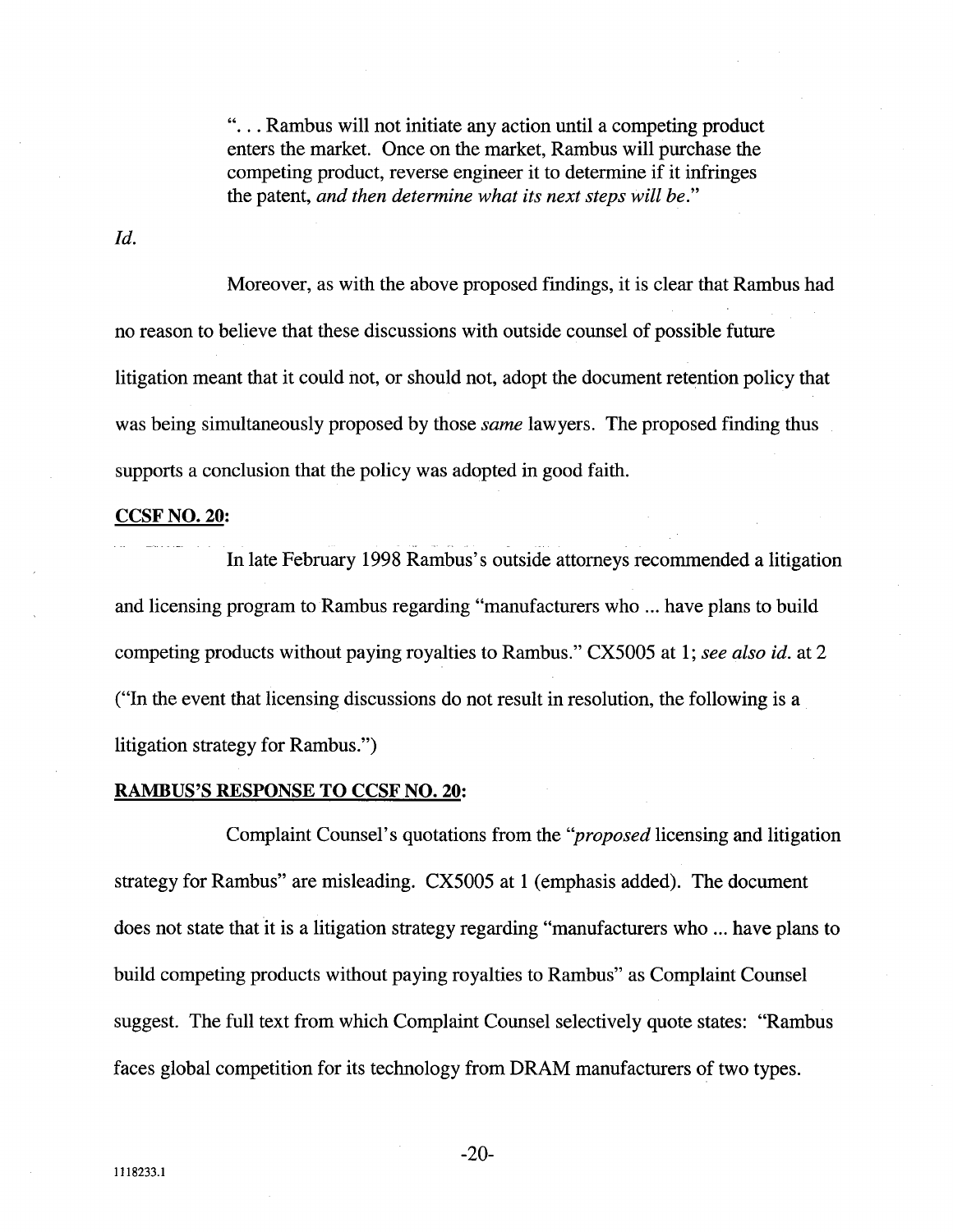> ". . . Rambus will not initiate any action until a competing product enters the market. Once on the market, Rambus will purchase the competing product, reverse engineer it to determine if it infringes the patent, *and then determine what its next steps will be*."

*Id.*

Moreover, as with the above proposed findings, it is clear that Rambus had no reason to believe that these discussions with outside counsel of possible future litigation meant that it could not, or should not, adopt the document retention policy that was being simultaneously proposed by those *same* lawyers. The proposed finding thus supports a conclusion that the policy was adopted in good faith.

**CCSF NO. 20:**

In late February 1998 Rambus's outside attorneys recommended a litigation and licensing program to Rambus regarding "manufacturers who ... have plans to build competing products without paying royalties to Rambus." CX5005 at 1; *see also id.* at 2 ("In the event that licensing discussions do not result in resolution, the following is a litigation strategy for Rambus.")

**RAMBUS'S RESPONSE TO CCSF NO. 20:**

Complaint Counsel's quotations from the "*proposed* licensing and litigation strategy for Rambus" are misleading. CX5005 at 1 (emphasis added). The document does not state that it is a litigation strategy regarding "manufacturers who ... have plans to build competing products without paying royalties to Rambus" as Complaint Counsel suggest. The full text from which Complaint Counsel selectively quote states: "Rambus faces global competition for its technology from DRAM manufacturers of two types.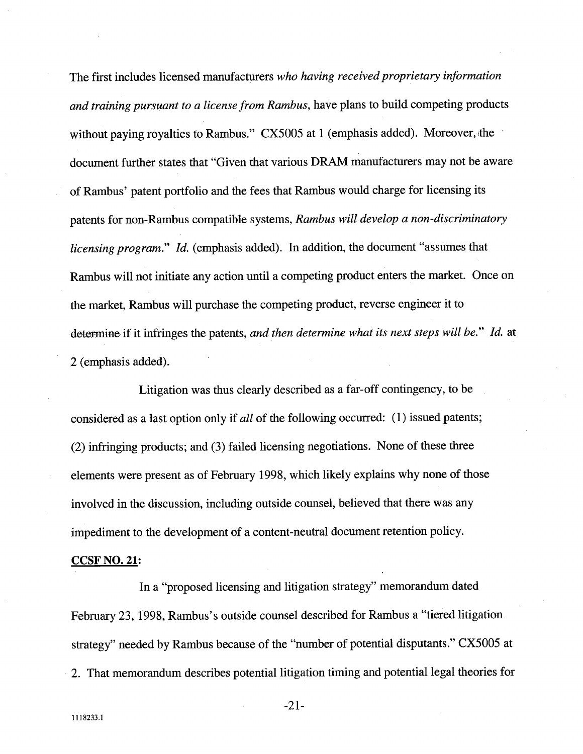The first includes licensed manufacturers *who having received proprietary information and training pursuant to a license from Rambus*, have plans to build competing products without paying royalties to Rambus." CX5005 at 1 (emphasis added). Moreover, the document further states that "Given that various DRAM manufacturers may not be aware of Rambus' patent portfolio and the fees that Rambus would charge for licensing its patents for non-Rambus compatible systems, *Rambus will develop a non-discriminatory licensing program*." *Id.* (emphasis added). In addition, the document "assumes that Rambus will not initiate any action until a competing product enters the market. Once on the market, Rambus will purchase the competing product, reverse engineer it to determine if it infringes the patents, *and then determine what its next steps will be*." *Id.* at 2 (emphasis added).

Litigation was thus clearly described as a far-off contingency, to be considered as a last option only if *all* of the following occurred: (1) issued patents; (2) infringing products; and (3) failed licensing negotiations. None of these three elements were present as of February 1998, which likely explains why none of those involved in the discussion, including outside counsel, believed that there was any impediment to the development of a content-neutral document retention policy.

**CCSF NO. 21:**

In a "proposed licensing and litigation strategy" memorandum dated February 23, 1998, Rambus's outside counsel described for Rambus a "tiered litigation strategy" needed by Rambus because of the "number of potential disputants." CX5005 at 2. That memorandum describes potential litigation timing and potential legal theories for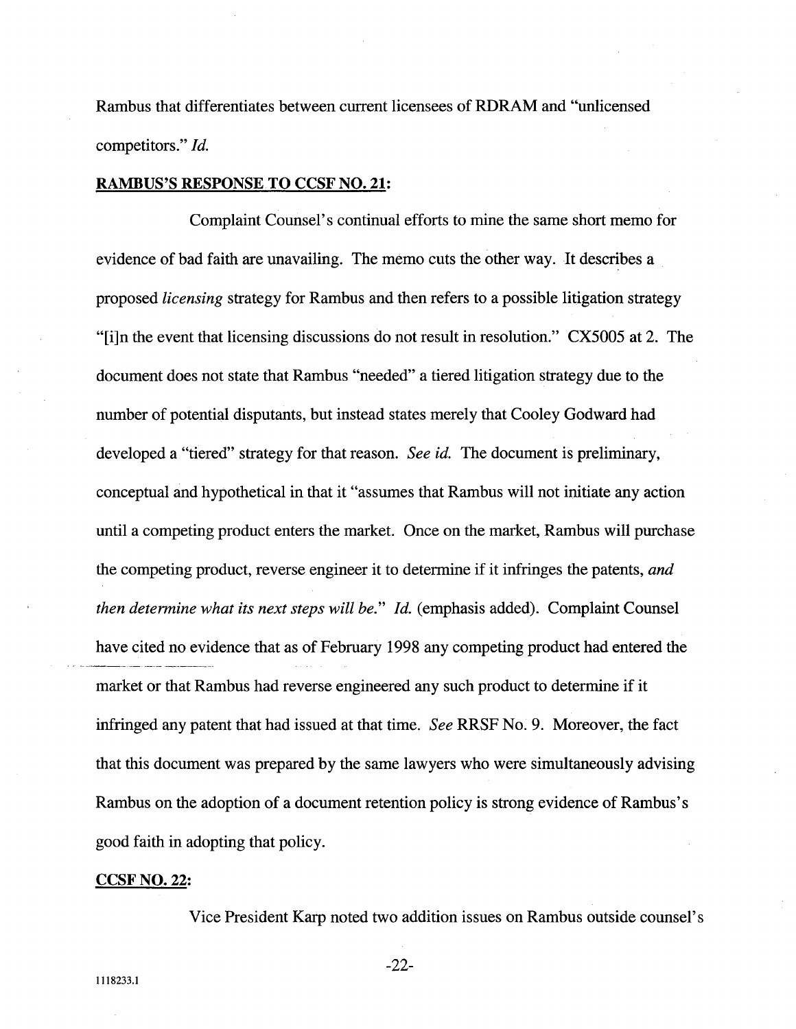Rambus that differentiates between current licensees of RDRAM and "unlicensed competitors." *Id.*

**RAMBUS'S RESPONSE TO CCSF NO. 21:**

Complaint Counsel's continual efforts to mine the same short memo for evidence of bad faith are unavailing. The memo cuts the other way. It describes a proposed *licensing* strategy for Rambus and then refers to a possible litigation strategy "[i]n the event that licensing discussions do not result in resolution." CX5005 at 2. The document does not state that Rambus "needed" a tiered litigation strategy due to the number of potential disputants, but instead states merely that Cooley Godward had developed a "tiered" strategy for that reason. *See id.* The document is preliminary, conceptual and hypothetical in that it "assumes that Rambus will not initiate any action until a competing product enters the market. Once on the market, Rambus will purchase the competing product, reverse engineer it to determine if it infringes the patents, *and then determine what its next steps will be.*" *Id.* (emphasis added). Complaint Counsel have cited no evidence that as of February 1998 any competing product had entered the market or that Rambus had reverse engineered any such product to determine if it infringed any patent that had issued at that time. *See* RRSF No. 9. Moreover, the fact that this document was prepared by the same lawyers who were simultaneously advising Rambus on the adoption of a document retention policy is strong evidence of Rambus's good faith in adopting that policy.

**CCSF NO. 22:**

Vice President Karp noted two addition issues on Rambus outside counsel's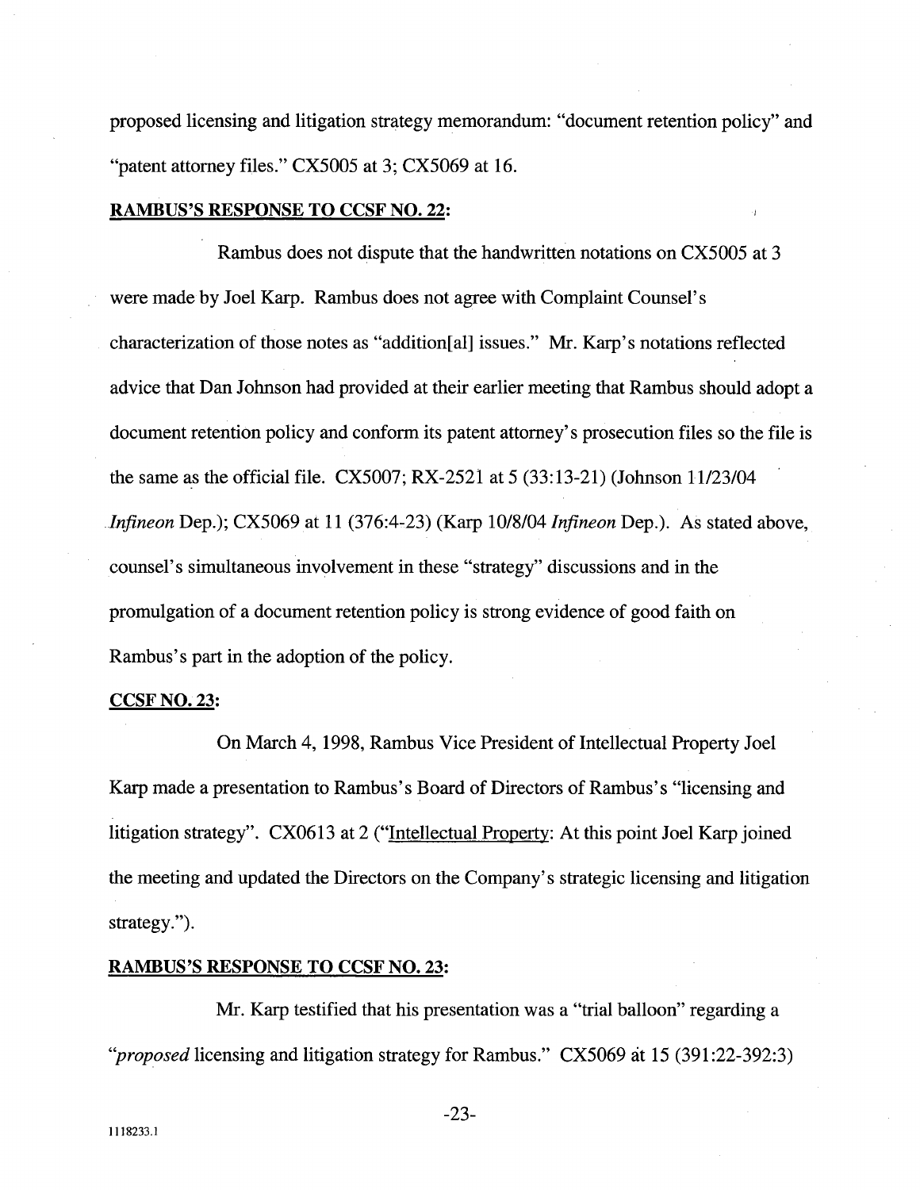proposed licensing and litigation strategy memorandum: "document retention policy" and "patent attorney files." CX5005 at 3; CX5069 at 16.

**RAMBUS'S RESPONSE TO CCSF NO. 22:**

Rambus does not dispute that the handwritten notations on CX5005 at 3 were made by Joel Karp. Rambus does not agree with Complaint Counsel's characterization of those notes as "addition[al] issues." Mr. Karp's notations reflected advice that Dan Johnson had provided at their earlier meeting that Rambus should adopt a document retention policy and conform its patent attorney's prosecution files so the file is the same as the official file. CX5007; RX-2521 at 5 (33:13-21) (Johnson 11/23/04 *Infineon* Dep.); CX5069 at 11 (376:4-23) (Karp 10/8/04 *Infineon* Dep.). As stated above, counsel's simultaneous involvement in these "strategy" discussions and in the promulgation of a document retention policy is strong evidence of good faith on Rambus's part in the adoption of the policy.

**CCSF NO. 23:**

On March 4, 1998, Rambus Vice President of Intellectual Property Joel Karp made a presentation to Rambus's Board of Directors of Rambus's "licensing and litigation strategy". CX0613 at 2 ("Intellectual Property: At this point Joel Karp joined the meeting and updated the Directors on the Company's strategic licensing and litigation strategy.").

**RAMBUS'S RESPONSE TO CCSF NO. 23:**

Mr. Karp testified that his presentation was a "trial balloon" regarding a "*proposed* licensing and litigation strategy for Rambus." CX5069 at 15 (391:22-392:3)